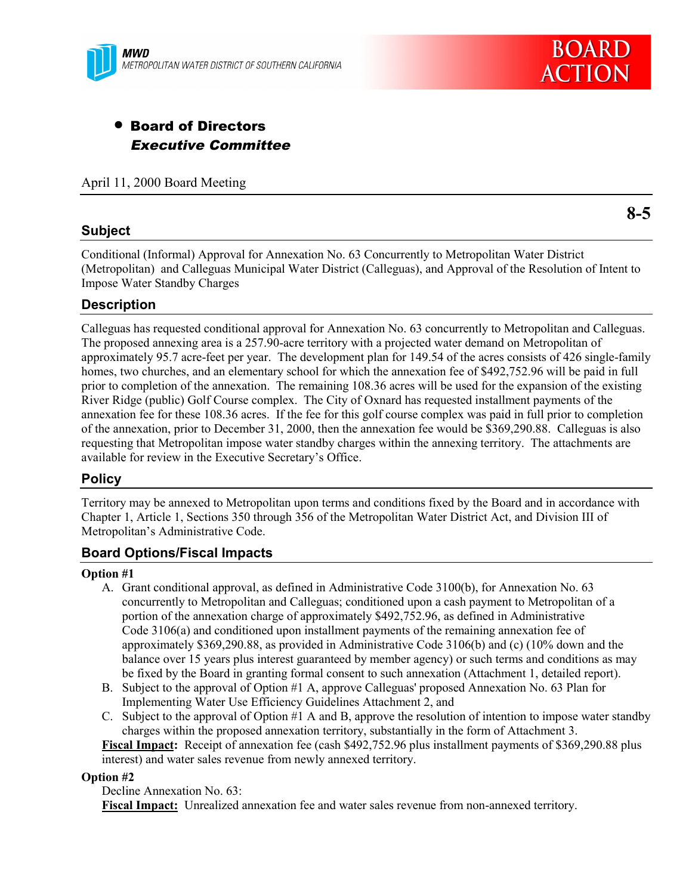MWD
METROPOLITAN WATER DISTRICT OF SOUTHERN CALIFORNIA

BOARD ACTION

- **Board of Directors**
  ***Executive Committee***

April 11, 2000 Board Meeting

**8-5**

## Subject

Conditional (Informal) Approval for Annexation No. 63 Concurrently to Metropolitan Water District (Metropolitan) and Calleguas Municipal Water District (Calleguas), and Approval of the Resolution of Intent to Impose Water Standby Charges

## Description

Calleguas has requested conditional approval for Annexation No. 63 concurrently to Metropolitan and Calleguas. The proposed annexing area is a 257.90-acre territory with a projected water demand on Metropolitan of approximately 95.7 acre-feet per year. The development plan for 149.54 of the acres consists of 426 single-family homes, two churches, and an elementary school for which the annexation fee of $492,752.96 will be paid in full prior to completion of the annexation. The remaining 108.36 acres will be used for the expansion of the existing River Ridge (public) Golf Course complex. The City of Oxnard has requested installment payments of the annexation fee for these 108.36 acres. If the fee for this golf course complex was paid in full prior to completion of the annexation, prior to December 31, 2000, then the annexation fee would be $369,290.88. Calleguas is also requesting that Metropolitan impose water standby charges within the annexing territory. The attachments are available for review in the Executive Secretary's Office.

## Policy

Territory may be annexed to Metropolitan upon terms and conditions fixed by the Board and in accordance with Chapter 1, Article 1, Sections 350 through 356 of the Metropolitan Water District Act, and Division III of Metropolitan's Administrative Code.

## Board Options/Fiscal Impacts

**Option #1**

A. Grant conditional approval, as defined in Administrative Code 3100(b), for Annexation No. 63 concurrently to Metropolitan and Calleguas; conditioned upon a cash payment to Metropolitan of a portion of the annexation charge of approximately $492,752.96, as defined in Administrative Code 3106(a) and conditioned upon installment payments of the remaining annexation fee of approximately $369,290.88, as provided in Administrative Code 3106(b) and (c) (10% down and the balance over 15 years plus interest guaranteed by member agency) or such terms and conditions as may be fixed by the Board in granting formal consent to such annexation (Attachment 1, detailed report).

B. Subject to the approval of Option #1 A, approve Calleguas' proposed Annexation No. 63 Plan for Implementing Water Use Efficiency Guidelines Attachment 2, and

C. Subject to the approval of Option #1 A and B, approve the resolution of intention to impose water standby charges within the proposed annexation territory, substantially in the form of Attachment 3.

**Fiscal Impact:** Receipt of annexation fee (cash $492,752.96 plus installment payments of $369,290.88 plus interest) and water sales revenue from newly annexed territory.

**Option #2**

Decline Annexation No. 63:

**Fiscal Impact:** Unrealized annexation fee and water sales revenue from non-annexed territory.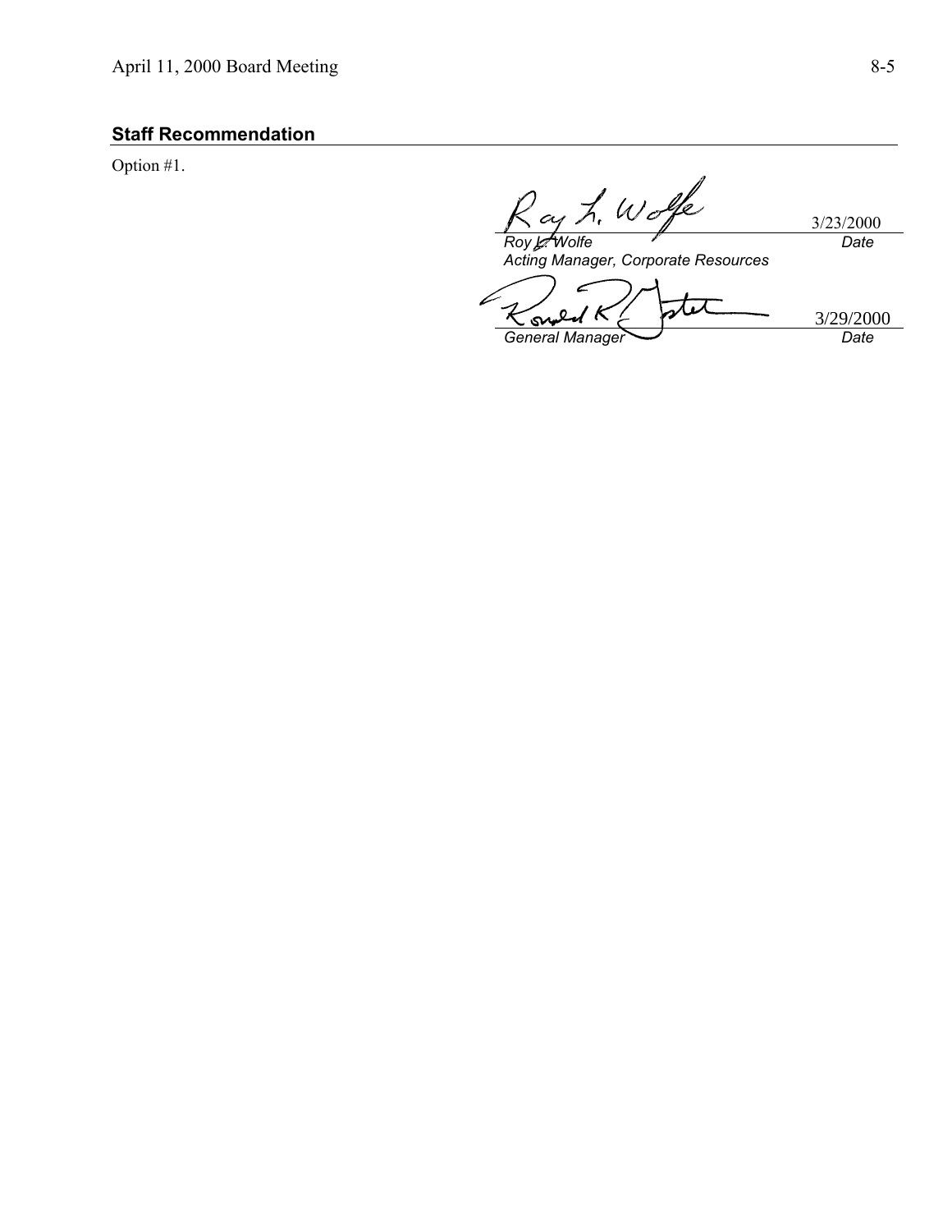## Staff Recommendation

Option #1.

| | |
|---|---|
| 3/23/2000 | |
| *Roy L. Wolfe* | *Date* |
| *Acting Manager, Corporate Resources* | |
| 3/29/2000 | |
| *General Manager* | *Date* |